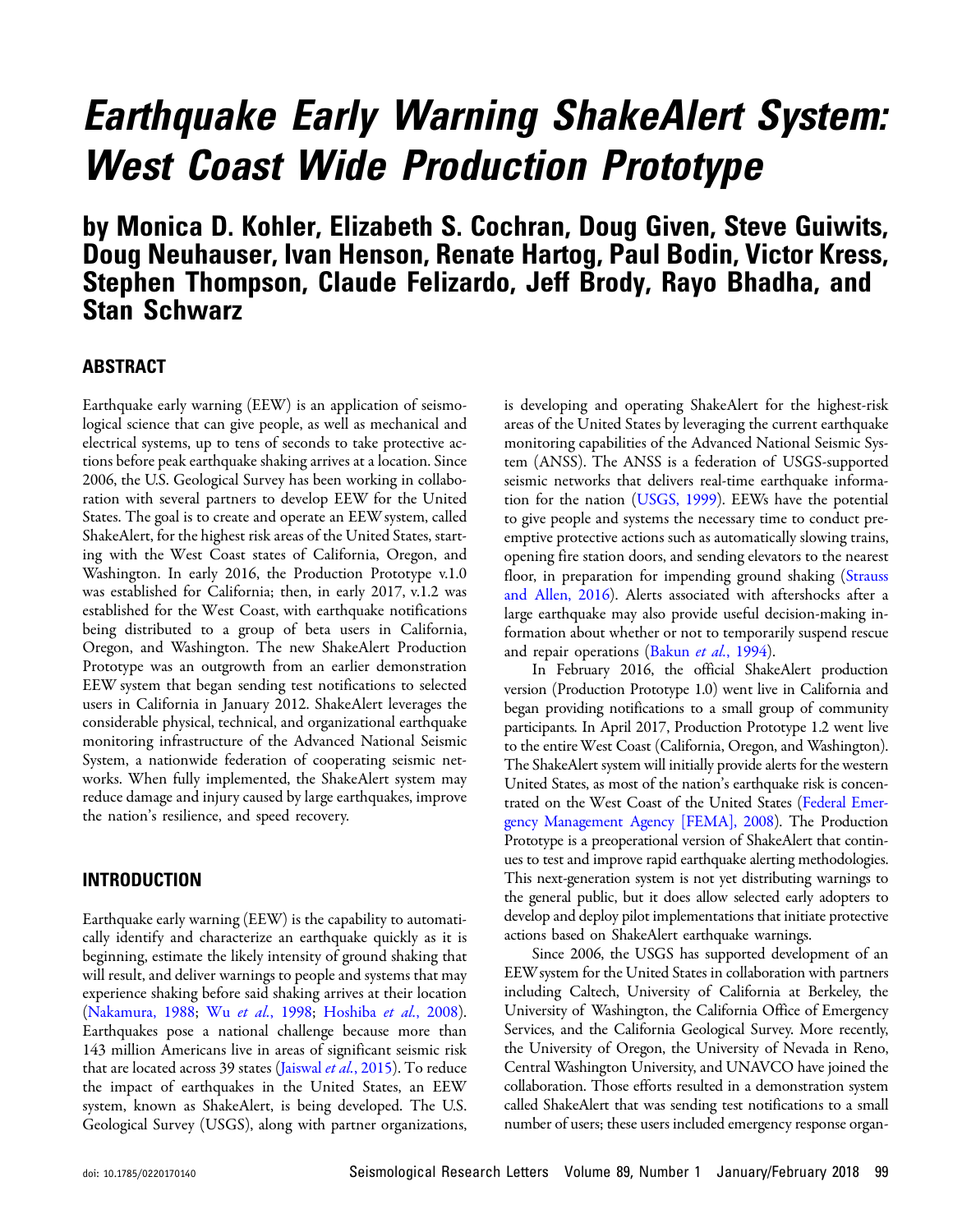# Earthquake Early Warning ShakeAlert System: West Coast Wide Production Prototype

## by Monica D. Kohler, Elizabeth S. Cochran, Doug Given, Steve Guiwits, Doug Neuhauser, Ivan Henson, Renate Hartog, Paul Bodin, Victor Kress, Stephen Thompson, Claude Felizardo, Jeff Brody, Rayo Bhadha, and Stan Schwarz

### ABSTRACT

Earthquake early warning (EEW) is an application of seismological science that can give people, as well as mechanical and electrical systems, up to tens of seconds to take protective actions before peak earthquake shaking arrives at a location. Since 2006, the U.S. Geological Survey has been working in collaboration with several partners to develop EEW for the United States. The goal is to create and operate an EEW system, called ShakeAlert, for the highest risk areas of the United States, starting with the West Coast states of California, Oregon, and Washington. In early 2016, the Production Prototype v.1.0 was established for California; then, in early 2017, v.1.2 was established for the West Coast, with earthquake notifications being distributed to a group of beta users in California, Oregon, and Washington. The new ShakeAlert Production Prototype was an outgrowth from an earlier demonstration EEW system that began sending test notifications to selected users in California in January 2012. ShakeAlert leverages the considerable physical, technical, and organizational earthquake monitoring infrastructure of the Advanced National Seismic System, a nationwide federation of cooperating seismic networks. When fully implemented, the ShakeAlert system may reduce damage and injury caused by large earthquakes, improve the nation's resilience, and speed recovery.

### INTRODUCTION

Earthquake early warning (EEW) is the capability to automatically identify and characterize an earthquake quickly as it is beginning, estimate the likely intensity of ground shaking that will result, and deliver warnings to people and systems that may experience shaking before said shaking arrives at their location (Nakamura, 1988; Wu *et al.*, 1998; Hoshiba *et al.*, 2008). Earthquakes pose a national challenge because more than 143 million Americans live in areas of significant seismic risk that are located across 39 states (Jaiswal *et al.*, 2015). To reduce the impact of earthquakes in the United States, an EEW system, known as ShakeAlert, is being developed. The U.S. Geological Survey (USGS), along with partner organizations, is developing and operating ShakeAlert for the highest-risk areas of the United States by leveraging the current earthquake monitoring capabilities of the Advanced National Seismic System (ANSS). The ANSS is a federation of USGS-supported seismic networks that delivers real-time earthquake information for the nation (USGS, 1999). EEWs have the potential to give people and systems the necessary time to conduct preemptive protective actions such as automatically slowing trains, opening fire station doors, and sending elevators to the nearest floor, in preparation for impending ground shaking (Strauss and Allen, 2016). Alerts associated with aftershocks after a large earthquake may also provide useful decision-making information about whether or not to temporarily suspend rescue and repair operations (Bakun *et al.*, 1994).

In February 2016, the official ShakeAlert production version (Production Prototype 1.0) went live in California and began providing notifications to a small group of community participants. In April 2017, Production Prototype 1.2 went live to the entire West Coast (California, Oregon, and Washington). The ShakeAlert system will initially provide alerts for the western United States, as most of the nation's earthquake risk is concentrated on the West Coast of the United States (Federal Emergency Management Agency [FEMA], 2008). The Production Prototype is a preoperational version of ShakeAlert that continues to test and improve rapid earthquake alerting methodologies. This next-generation system is not yet distributing warnings to the general public, but it does allow selected early adopters to develop and deploy pilot implementations that initiate protective actions based on ShakeAlert earthquake warnings.

Since 2006, the USGS has supported development of an EEW system for the United States in collaboration with partners including Caltech, University of California at Berkeley, the University of Washington, the California Office of Emergency Services, and the California Geological Survey. More recently, the University of Oregon, the University of Nevada in Reno, Central Washington University, and UNAVCO have joined the collaboration. Those efforts resulted in a demonstration system called ShakeAlert that was sending test notifications to a small number of users; these users included emergency response organ-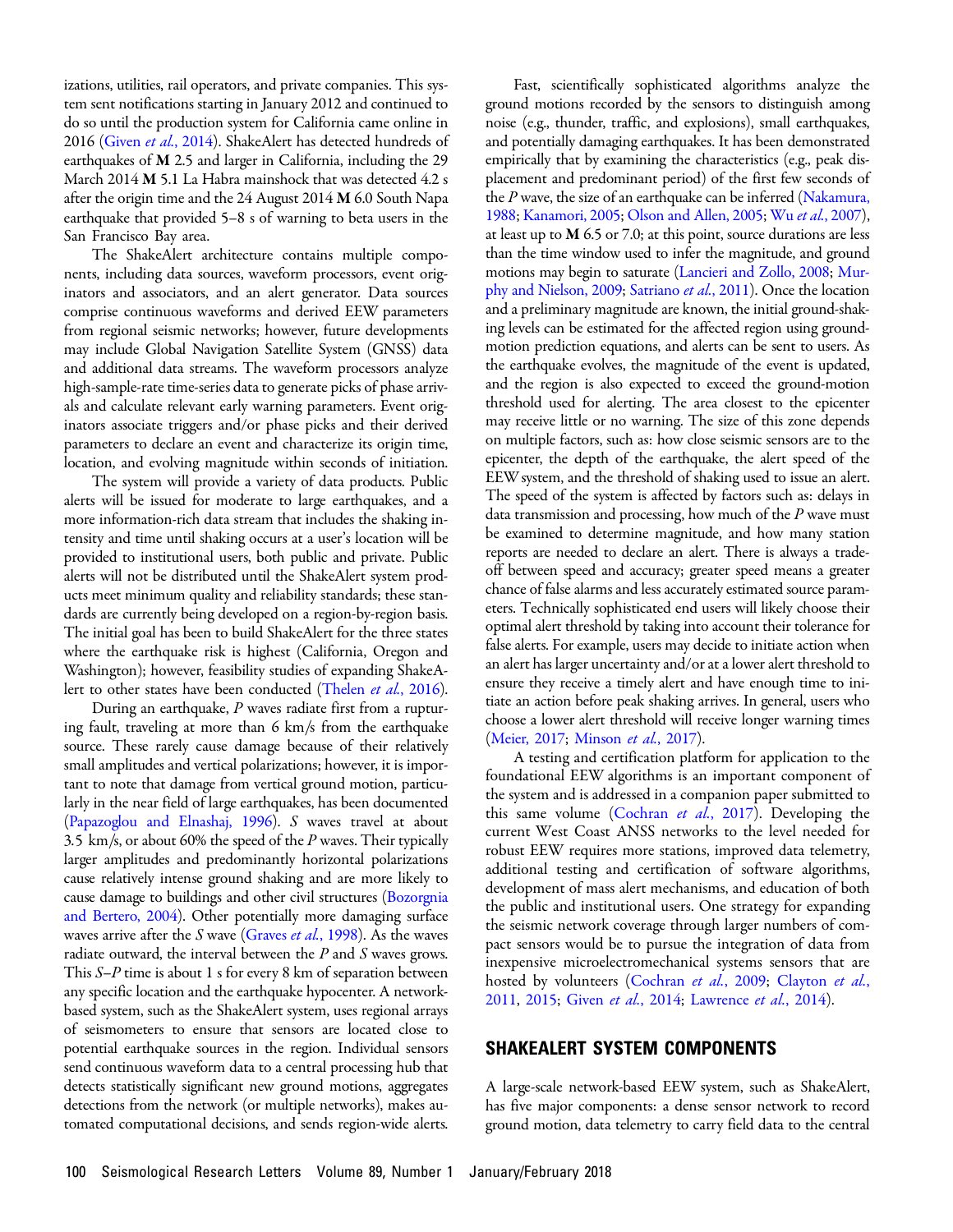izations, utilities, rail operators, and private companies. This system sent notifications starting in January 2012 and continued to do so until the production system for California came online in 2016 (Given *et al.*, 2014). ShakeAlert has detected hundreds of earthquakes of **M** 2.5 and larger in California, including the 29 March 2014 **M** 5.1 La Habra mainshock that was detected 4.2 s after the origin time and the 24 August 2014 **M** 6.0 South Napa earthquake that provided 5–8 s of warning to beta users in the San Francisco Bay area.

The ShakeAlert architecture contains multiple components, including data sources, waveform processors, event originators and associators, and an alert generator. Data sources comprise continuous waveforms and derived EEW parameters from regional seismic networks; however, future developments may include Global Navigation Satellite System (GNSS) data and additional data streams. The waveform processors analyze high-sample-rate time-series data to generate picks of phase arrivals and calculate relevant early warning parameters. Event originators associate triggers and/or phase picks and their derived parameters to declare an event and characterize its origin time, location, and evolving magnitude within seconds of initiation.

The system will provide a variety of data products. Public alerts will be issued for moderate to large earthquakes, and a more information-rich data stream that includes the shaking intensity and time until shaking occurs at a user's location will be provided to institutional users, both public and private. Public alerts will not be distributed until the ShakeAlert system products meet minimum quality and reliability standards; these standards are currently being developed on a region-by-region basis. The initial goal has been to build ShakeAlert for the three states where the earthquake risk is highest (California, Oregon and Washington); however, feasibility studies of expanding ShakeAlert to other states have been conducted (Thelen *et al.*, 2016).

During an earthquake, *P* waves radiate first from a rupturing fault, traveling at more than 6 km/s from the earthquake source. These rarely cause damage because of their relatively small amplitudes and vertical polarizations; however, it is important to note that damage from vertical ground motion, particularly in the near field of large earthquakes, has been documented (Papazoglou and Elnashaj, 1996). *S* waves travel at about 3.5 km/s, or about 60% the speed of the *P* waves. Their typically larger amplitudes and predominantly horizontal polarizations cause relatively intense ground shaking and are more likely to cause damage to buildings and other civil structures (Bozorgnia and Bertero, 2004). Other potentially more damaging surface waves arrive after the *S* wave (Graves *et al.*, 1998). As the waves radiate outward, the interval between the *P* and *S* waves grows. This *S*–*P* time is about 1 s for every 8 km of separation between any specific location and the earthquake hypocenter. A network-based system, such as the ShakeAlert system, uses regional arrays of seismometers to ensure that sensors are located close to potential earthquake sources in the region. Individual sensors send continuous waveform data to a central processing hub that detects statistically significant new ground motions, aggregates detections from the network (or multiple networks), makes automated computational decisions, and sends region-wide alerts.

Fast, scientifically sophisticated algorithms analyze the ground motions recorded by the sensors to distinguish among noise (e.g., thunder, traffic, and explosions), small earthquakes, and potentially damaging earthquakes. It has been demonstrated empirically that by examining the characteristics (e.g., peak displacement and predominant period) of the first few seconds of the *P* wave, the size of an earthquake can be inferred (Nakamura, 1988; Kanamori, 2005; Olson and Allen, 2005; Wu *et al.*, 2007), at least up to **M** 6.5 or 7.0; at this point, source durations are less than the time window used to infer the magnitude, and ground motions may begin to saturate (Lancieri and Zollo, 2008; Murphy and Nielson, 2009; Satriano *et al.*, 2011). Once the location and a preliminary magnitude are known, the initial ground-shaking levels can be estimated for the affected region using ground-motion prediction equations, and alerts can be sent to users. As the earthquake evolves, the magnitude of the event is updated, and the region is also expected to exceed the ground-motion threshold used for alerting. The area closest to the epicenter may receive little or no warning. The size of this zone depends on multiple factors, such as: how close seismic sensors are to the epicenter, the depth of the earthquake, the alert speed of the EEW system, and the threshold of shaking used to issue an alert. The speed of the system is affected by factors such as: delays in data transmission and processing, how much of the *P* wave must be examined to determine magnitude, and how many station reports are needed to declare an alert. There is always a trade-off between speed and accuracy; greater speed means a greater chance of false alarms and less accurately estimated source parameters. Technically sophisticated end users will likely choose their optimal alert threshold by taking into account their tolerance for false alerts. For example, users may decide to initiate action when an alert has larger uncertainty and/or at a lower alert threshold to ensure they receive a timely alert and have enough time to initiate an action before peak shaking arrives. In general, users who choose a lower alert threshold will receive longer warning times (Meier, 2017; Minson *et al.*, 2017).

A testing and certification platform for application to the foundational EEW algorithms is an important component of the system and is addressed in a companion paper submitted to this same volume (Cochran *et al.*, 2017). Developing the current West Coast ANSS networks to the level needed for robust EEW requires more stations, improved data telemetry, additional testing and certification of software algorithms, development of mass alert mechanisms, and education of both the public and institutional users. One strategy for expanding the seismic network coverage through larger numbers of compact sensors would be to pursue the integration of data from inexpensive microelectromechanical systems sensors that are hosted by volunteers (Cochran *et al.*, 2009; Clayton *et al.*, 2011, 2015; Given *et al.*, 2014; Lawrence *et al.*, 2014).

## SHAKEALERT SYSTEM COMPONENTS

A large-scale network-based EEW system, such as ShakeAlert, has five major components: a dense sensor network to record ground motion, data telemetry to carry field data to the central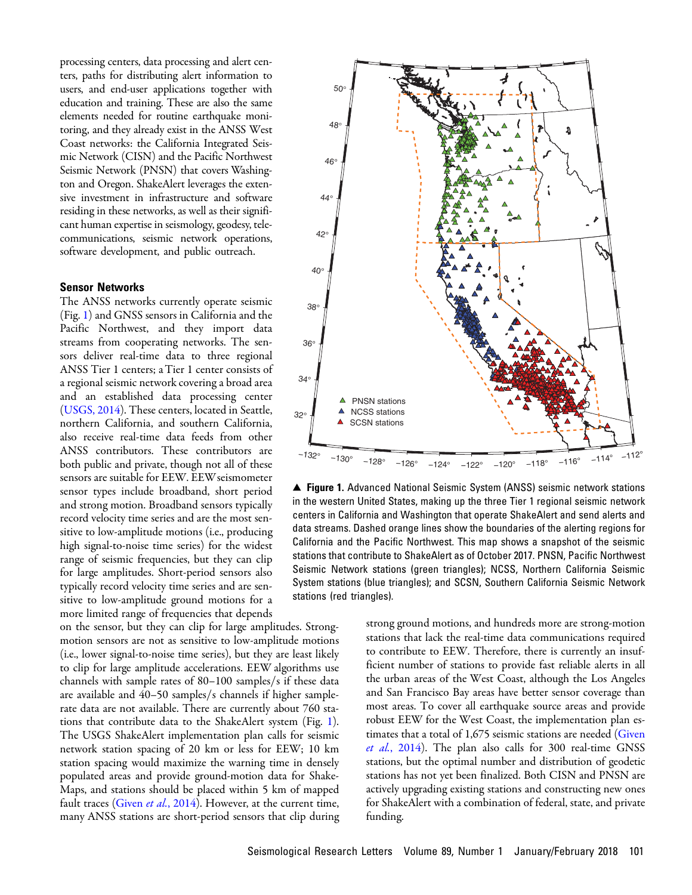processing centers, data processing and alert centers, paths for distributing alert information to users, and end-user applications together with education and training. These are also the same elements needed for routine earthquake monitoring, and they already exist in the ANSS West Coast networks: the California Integrated Seismic Network (CISN) and the Pacific Northwest Seismic Network (PNSN) that covers Washington and Oregon. ShakeAlert leverages the extensive investment in infrastructure and software residing in these networks, as well as their significant human expertise in seismology, geodesy, telecommunications, seismic network operations, software development, and public outreach.

### Sensor Networks

The ANSS networks currently operate seismic (Fig. 1) and GNSS sensors in California and the Pacific Northwest, and they import data streams from cooperating networks. The sensors deliver real-time data to three regional ANSS Tier 1 centers; a Tier 1 center consists of a regional seismic network covering a broad area and an established data processing center (USGS, 2014). These centers, located in Seattle, northern California, and southern California, also receive real-time data feeds from other ANSS contributors. These contributors are both public and private, though not all of these sensors are suitable for EEW. EEW seismometer sensor types include broadband, short period and strong motion. Broadband sensors typically record velocity time series and are the most sensitive to low-amplitude motions (i.e., producing high signal-to-noise time series) for the widest range of seismic frequencies, but they can clip for large amplitudes. Short-period sensors also typically record velocity time series and are sensitive to low-amplitude ground motions for a more limited range of frequencies that depends on the sensor, but they can clip for large amplitudes. Strong-motion sensors are not as sensitive to low-amplitude motions (i.e., lower signal-to-noise time series), but they are least likely to clip for large amplitude accelerations. EEW algorithms use channels with sample rates of 80–100 samples/s if these data are available and 40–50 samples/s channels if higher sample-rate data are not available. There are currently about 760 stations that contribute data to the ShakeAlert system (Fig. 1). The USGS ShakeAlert implementation plan calls for seismic network station spacing of 20 km or less for EEW; 10 km station spacing would maximize the warning time in densely populated areas and provide ground-motion data for ShakeMaps, and stations should be placed within 5 km of mapped fault traces (Given *et al.*, 2014). However, at the current time, many ANSS stations are short-period sensors that clip during strong ground motions, and hundreds more are strong-motion stations that lack the real-time data communications required to contribute to EEW. Therefore, there is currently an insufficient number of stations to provide fast reliable alerts in all the urban areas of the West Coast, although the Los Angeles and San Francisco Bay areas have better sensor coverage than most areas. To cover all earthquake source areas and provide robust EEW for the West Coast, the implementation plan estimates that a total of 1,675 seismic stations are needed (Given *et al.*, 2014). The plan also calls for 300 real-time GNSS stations, but the optimal number and distribution of geodetic stations has not yet been finalized. Both CISN and PNSN are actively upgrading existing stations and constructing new ones for ShakeAlert with a combination of federal, state, and private funding.

▲ **Figure 1.** Advanced National Seismic System (ANSS) seismic network stations in the western United States, making up the three Tier 1 regional seismic network centers in California and Washington that operate ShakeAlert and send alerts and data streams. Dashed orange lines show the boundaries of the alerting regions for California and the Pacific Northwest. This map shows a snapshot of the seismic stations that contribute to ShakeAlert as of October 2017. PNSN, Pacific Northwest Seismic Network stations (green triangles); NCSS, Northern California Seismic System stations (blue triangles); and SCSN, Southern California Seismic Network stations (red triangles).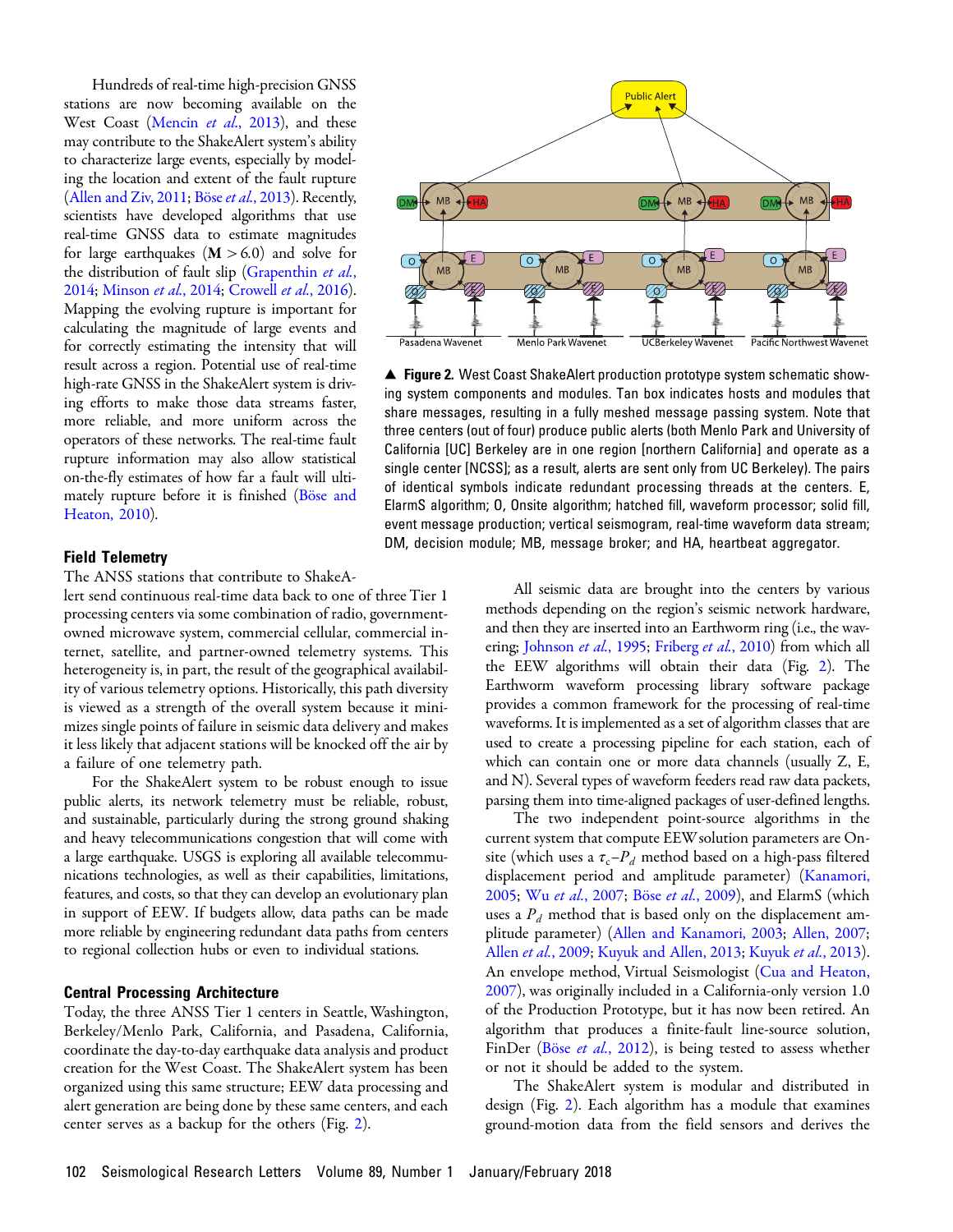Hundreds of real-time high-precision GNSS stations are now becoming available on the West Coast (Mencin *et al.*, 2013), and these may contribute to the ShakeAlert system's ability to characterize large events, especially by modeling the location and extent of the fault rupture (Allen and Ziv, 2011; Böse *et al.*, 2013). Recently, scientists have developed algorithms that use real-time GNSS data to estimate magnitudes for large earthquakes (**M** > 6.0) and solve for the distribution of fault slip (Grapenthin *et al.*, 2014; Minson *et al.*, 2014; Crowell *et al.*, 2016). Mapping the evolving rupture is important for calculating the magnitude of large events and for correctly estimating the intensity that will result across a region. Potential use of real-time high-rate GNSS in the ShakeAlert system is driving efforts to make those data streams faster, more reliable, and more uniform across the operators of these networks. The real-time fault rupture information may also allow statistical on-the-fly estimates of how far a fault will ultimately rupture before it is finished (Böse and Heaton, 2010).

▲ **Figure 2.** West Coast ShakeAlert production prototype system schematic showing system components and modules. Tan box indicates hosts and modules that share messages, resulting in a fully meshed message passing system. Note that three centers (out of four) produce public alerts (both Menlo Park and University of California [UC] Berkeley are in one region [northern California] and operate as a single center [NCSS]; as a result, alerts are sent only from UC Berkeley). The pairs of identical symbols indicate redundant processing threads at the centers. E, ElarmS algorithm; O, Onsite algorithm; hatched fill, waveform processor; solid fill, event message production; vertical seismogram, real-time waveform data stream; DM, decision module; MB, message broker; and HA, heartbeat aggregator.

## Field Telemetry

The ANSS stations that contribute to ShakeAlert send continuous real-time data back to one of three Tier 1 processing centers via some combination of radio, government-owned microwave system, commercial cellular, commercial internet, satellite, and partner-owned telemetry systems. This heterogeneity is, in part, the result of the geographical availability of various telemetry options. Historically, this path diversity is viewed as a strength of the overall system because it minimizes single points of failure in seismic data delivery and makes it less likely that adjacent stations will be knocked off the air by a failure of one telemetry path.

For the ShakeAlert system to be robust enough to issue public alerts, its network telemetry must be reliable, robust, and sustainable, particularly during the strong ground shaking and heavy telecommunications congestion that will come with a large earthquake. USGS is exploring all available telecommunications technologies, as well as their capabilities, limitations, features, and costs, so that they can develop an evolutionary plan in support of EEW. If budgets allow, data paths can be made more reliable by engineering redundant data paths from centers to regional collection hubs or even to individual stations.

## Central Processing Architecture

Today, the three ANSS Tier 1 centers in Seattle, Washington, Berkeley/Menlo Park, California, and Pasadena, California, coordinate the day-to-day earthquake data analysis and product creation for the West Coast. The ShakeAlert system has been organized using this same structure; EEW data processing and alert generation are being done by these same centers, and each center serves as a backup for the others (Fig. 2).

All seismic data are brought into the centers by various methods depending on the region's seismic network hardware, and then they are inserted into an Earthworm ring (i.e., the wavering; Johnson *et al.*, 1995; Friberg *et al.*, 2010) from which all the EEW algorithms will obtain their data (Fig. 2). The Earthworm waveform processing library software package provides a common framework for the processing of real-time waveforms. It is implemented as a set of algorithm classes that are used to create a processing pipeline for each station, each of which can contain one or more data channels (usually Z, E, and N). Several types of waveform feeders read raw data packets, parsing them into time-aligned packages of user-defined lengths.

The two independent point-source algorithms in the current system that compute EEW solution parameters are Onsite (which uses a $\tau_c$–$P_d$ method based on a high-pass filtered displacement period and amplitude parameter) (Kanamori, 2005; Wu *et al.*, 2007; Böse *et al.*, 2009), and ElarmS (which uses a $P_d$ method that is based only on the displacement amplitude parameter) (Allen and Kanamori, 2003; Allen, 2007; Allen *et al.*, 2009; Kuyuk and Allen, 2013; Kuyuk *et al.*, 2013). An envelope method, Virtual Seismologist (Cua and Heaton, 2007), was originally included in a California-only version 1.0 of the Production Prototype, but it has now been retired. An algorithm that produces a finite-fault line-source solution, FinDer (Böse *et al.*, 2012), is being tested to assess whether or not it should be added to the system.

The ShakeAlert system is modular and distributed in design (Fig. 2). Each algorithm has a module that examines ground-motion data from the field sensors and derives the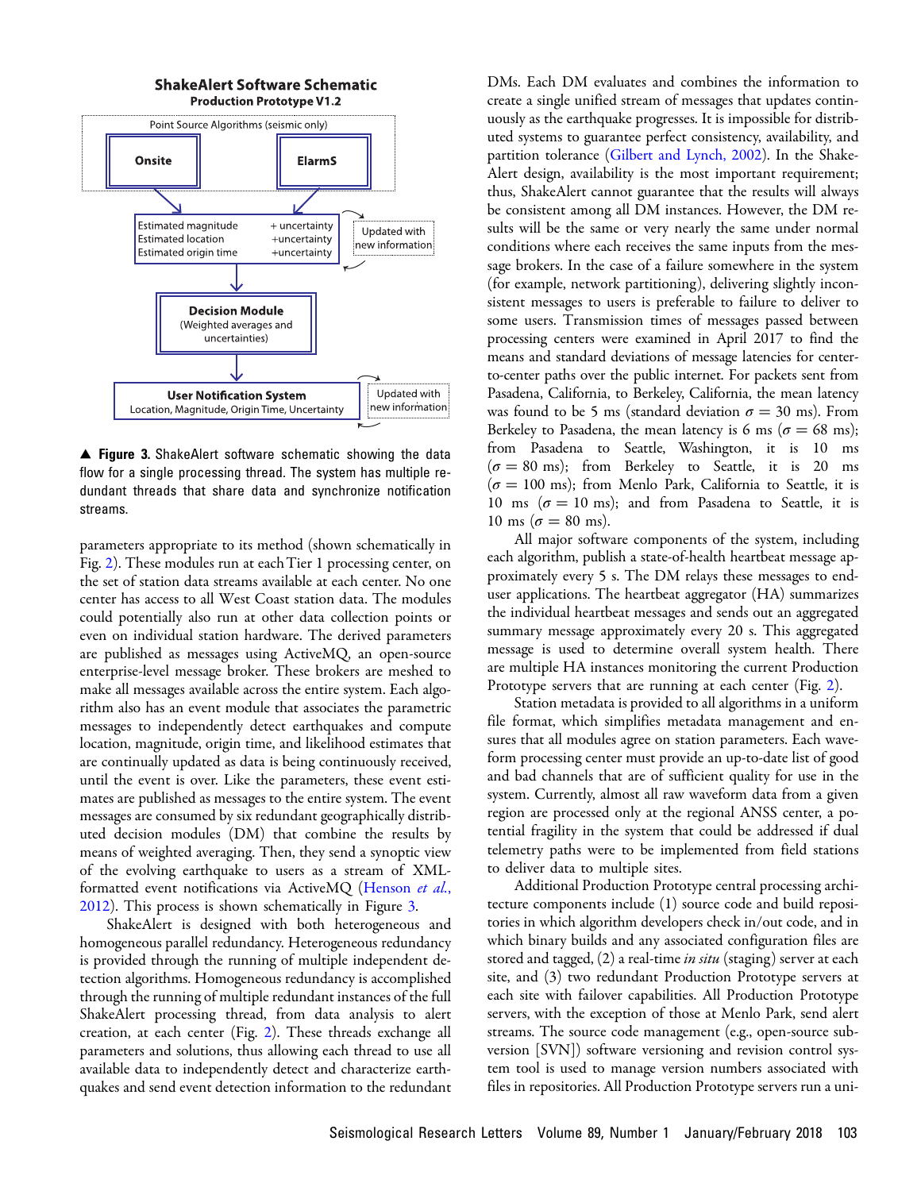**ShakeAlert Software Schematic**
**Production Prototype V1.2**

Point Source Algorithms (seismic only)

**Onsite** | **ElarmS**

Estimated magnitude + uncertainty
Estimated location +uncertainty
Estimated origin time +uncertainty

Updated with new information

**Decision Module**
(Weighted averages and uncertainties)

**User Notification System**
Location, Magnitude, Origin Time, Uncertainty

Updated with new information

▲ **Figure 3.** ShakeAlert software schematic showing the data flow for a single processing thread. The system has multiple redundant threads that share data and synchronize notification streams.

parameters appropriate to its method (shown schematically in Fig. 2). These modules run at each Tier 1 processing center, on the set of station data streams available at each center. No one center has access to all West Coast station data. The modules could potentially also run at other data collection points or even on individual station hardware. The derived parameters are published as messages using ActiveMQ, an open-source enterprise-level message broker. These brokers are meshed to make all messages available across the entire system. Each algorithm also has an event module that associates the parametric messages to independently detect earthquakes and compute location, magnitude, origin time, and likelihood estimates that are continually updated as data is being continuously received, until the event is over. Like the parameters, these event estimates are published as messages to the entire system. The event messages are consumed by six redundant geographically distributed decision modules (DM) that combine the results by means of weighted averaging. Then, they send a synoptic view of the evolving earthquake to users as a stream of XML-formatted event notifications via ActiveMQ (Henson *et al.*, 2012). This process is shown schematically in Figure 3.

ShakeAlert is designed with both heterogeneous and homogeneous parallel redundancy. Heterogeneous redundancy is provided through the running of multiple independent detection algorithms. Homogeneous redundancy is accomplished through the running of multiple redundant instances of the full ShakeAlert processing thread, from data analysis to alert creation, at each center (Fig. 2). These threads exchange all parameters and solutions, thus allowing each thread to use all available data to independently detect and characterize earthquakes and send event detection information to the redundant DMs. Each DM evaluates and combines the information to create a single unified stream of messages that updates continuously as the earthquake progresses. It is impossible for distributed systems to guarantee perfect consistency, availability, and partition tolerance (Gilbert and Lynch, 2002). In the ShakeAlert design, availability is the most important requirement; thus, ShakeAlert cannot guarantee that the results will always be consistent among all DM instances. However, the DM results will be the same or very nearly the same under normal conditions where each receives the same inputs from the message brokers. In the case of a failure somewhere in the system (for example, network partitioning), delivering slightly inconsistent messages to users is preferable to failure to deliver to some users. Transmission times of messages passed between processing centers were examined in April 2017 to find the means and standard deviations of message latencies for center-to-center paths over the public internet. For packets sent from Pasadena, California, to Berkeley, California, the mean latency was found to be 5 ms (standard deviation $\sigma = 30$ ms). From Berkeley to Pasadena, the mean latency is 6 ms ($\sigma = 68$ ms); from Pasadena to Seattle, Washington, it is 10 ms ($\sigma = 80$ ms); from Berkeley to Seattle, it is 20 ms ($\sigma = 100$ ms); from Menlo Park, California to Seattle, it is 10 ms ($\sigma = 10$ ms); and from Pasadena to Seattle, it is 10 ms ($\sigma = 80$ ms).

All major software components of the system, including each algorithm, publish a state-of-health heartbeat message approximately every 5 s. The DM relays these messages to end-user applications. The heartbeat aggregator (HA) summarizes the individual heartbeat messages and sends out an aggregated summary message approximately every 20 s. This aggregated message is used to determine overall system health. There are multiple HA instances monitoring the current Production Prototype servers that are running at each center (Fig. 2).

Station metadata is provided to all algorithms in a uniform file format, which simplifies metadata management and ensures that all modules agree on station parameters. Each waveform processing center must provide an up-to-date list of good and bad channels that are of sufficient quality for use in the system. Currently, almost all raw waveform data from a given region are processed only at the regional ANSS center, a potential fragility in the system that could be addressed if dual telemetry paths were to be implemented from field stations to deliver data to multiple sites.

Additional Production Prototype central processing architecture components include (1) source code and build repositories in which algorithm developers check in/out code, and in which binary builds and any associated configuration files are stored and tagged, (2) a real-time *in situ* (staging) server at each site, and (3) two redundant Production Prototype servers at each site with failover capabilities. All Production Prototype servers, with the exception of those at Menlo Park, send alert streams. The source code management (e.g., open-source subversion [SVN]) software versioning and revision control system tool is used to manage version numbers associated with files in repositories. All Production Prototype servers run a uni-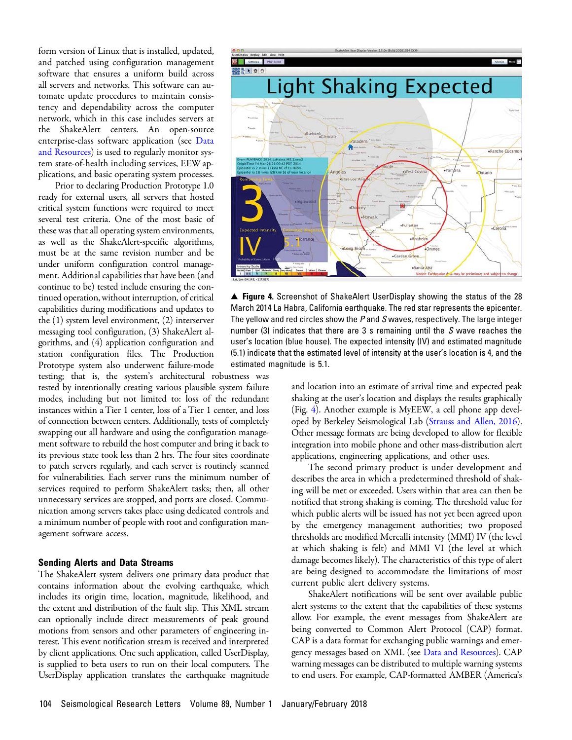form version of Linux that is installed, updated, and patched using configuration management software that ensures a uniform build across all servers and networks. This software can automate update procedures to maintain consistency and dependability across the computer network, which in this case includes servers at the ShakeAlert centers. An open-source enterprise-class software application (see Data and Resources) is used to regularly monitor system state-of-health including services, EEW applications, and basic operating system processes.

Prior to declaring Production Prototype 1.0 ready for external users, all servers that hosted critical system functions were required to meet several test criteria. One of the most basic of these was that all operating system environments, as well as the ShakeAlert-specific algorithms, must be at the same revision number and be under uniform configuration control management. Additional capabilities that have been (and continue to be) tested include ensuring the continued operation, without interruption, of critical capabilities during modifications and updates to the (1) system level environment, (2) interserver messaging tool configuration, (3) ShakeAlert algorithms, and (4) application configuration and station configuration files. The Production Prototype system also underwent failure-mode testing; that is, the system's architectural robustness was tested by intentionally creating various plausible system failure modes, including but not limited to: loss of the redundant instances within a Tier 1 center, loss of a Tier 1 center, and loss of connection between centers. Additionally, tests of completely swapping out all hardware and using the configuration management software to rebuild the host computer and bring it back to its previous state took less than 2 hrs. The four sites coordinate to patch servers regularly, and each server is routinely scanned for vulnerabilities. Each server runs the minimum number of services required to perform ShakeAlert tasks; then, all other unnecessary services are stopped, and ports are closed. Communication among servers takes place using dedicated controls and a minimum number of people with root and configuration management software access.

▲ **Figure 4.** Screenshot of ShakeAlert UserDisplay showing the status of the 28 March 2014 La Habra, California earthquake. The red star represents the epicenter. The yellow and red circles show the $P$ and $S$ waves, respectively. The large integer number (3) indicates that there are 3 s remaining until the $S$ wave reaches the user's location (blue house). The expected intensity (IV) and estimated magnitude (5.1) indicate that the estimated level of intensity at the user's location is 4, and the estimated magnitude is 5.1.

### Sending Alerts and Data Streams

The ShakeAlert system delivers one primary data product that contains information about the evolving earthquake, which includes its origin time, location, magnitude, likelihood, and the extent and distribution of the fault slip. This XML stream can optionally include direct measurements of peak ground motions from sensors and other parameters of engineering interest. This event notification stream is received and interpreted by client applications. One such application, called UserDisplay, is supplied to beta users to run on their local computers. The UserDisplay application translates the earthquake magnitude and location into an estimate of arrival time and expected peak shaking at the user's location and displays the results graphically (Fig. 4). Another example is MyEEW, a cell phone app developed by Berkeley Seismological Lab (Strauss and Allen, 2016). Other message formats are being developed to allow for flexible integration into mobile phone and other mass-distribution alert applications, engineering applications, and other uses.

The second primary product is under development and describes the area in which a predetermined threshold of shaking will be met or exceeded. Users within that area can then be notified that strong shaking is coming. The threshold value for which public alerts will be issued has not yet been agreed upon by the emergency management authorities; two proposed thresholds are modified Mercalli intensity (MMI) IV (the level at which shaking is felt) and MMI VI (the level at which damage becomes likely). The characteristics of this type of alert are being designed to accommodate the limitations of most current public alert delivery systems.

ShakeAlert notifications will be sent over available public alert systems to the extent that the capabilities of these systems allow. For example, the event messages from ShakeAlert are being converted to Common Alert Protocol (CAP) format. CAP is a data format for exchanging public warnings and emergency messages based on XML (see Data and Resources). CAP warning messages can be distributed to multiple warning systems to end users. For example, CAP-formatted AMBER (America's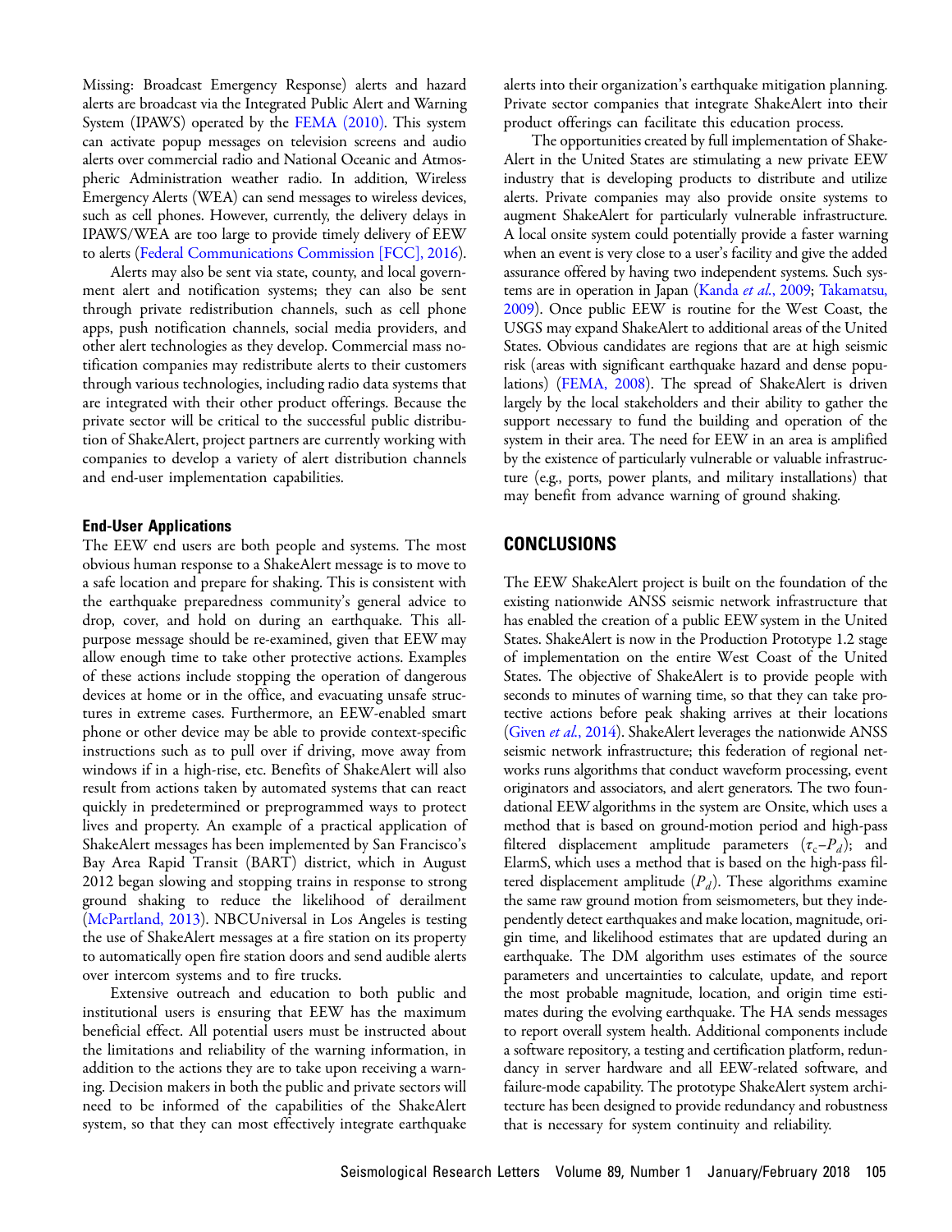Missing: Broadcast Emergency Response) alerts and hazard alerts are broadcast via the Integrated Public Alert and Warning System (IPAWS) operated by the FEMA (2010). This system can activate popup messages on television screens and audio alerts over commercial radio and National Oceanic and Atmospheric Administration weather radio. In addition, Wireless Emergency Alerts (WEA) can send messages to wireless devices, such as cell phones. However, currently, the delivery delays in IPAWS/WEA are too large to provide timely delivery of EEW to alerts (Federal Communications Commission [FCC], 2016).

Alerts may also be sent via state, county, and local government alert and notification systems; they can also be sent through private redistribution channels, such as cell phone apps, push notification channels, social media providers, and other alert technologies as they develop. Commercial mass notification companies may redistribute alerts to their customers through various technologies, including radio data systems that are integrated with their other product offerings. Because the private sector will be critical to the successful public distribution of ShakeAlert, project partners are currently working with companies to develop a variety of alert distribution channels and end-user implementation capabilities.

### End-User Applications

The EEW end users are both people and systems. The most obvious human response to a ShakeAlert message is to move to a safe location and prepare for shaking. This is consistent with the earthquake preparedness community's general advice to drop, cover, and hold on during an earthquake. This all-purpose message should be re-examined, given that EEW may allow enough time to take other protective actions. Examples of these actions include stopping the operation of dangerous devices at home or in the office, and evacuating unsafe structures in extreme cases. Furthermore, an EEW-enabled smart phone or other device may be able to provide context-specific instructions such as to pull over if driving, move away from windows if in a high-rise, etc. Benefits of ShakeAlert will also result from actions taken by automated systems that can react quickly in predetermined or preprogrammed ways to protect lives and property. An example of a practical application of ShakeAlert messages has been implemented by San Francisco's Bay Area Rapid Transit (BART) district, which in August 2012 began slowing and stopping trains in response to strong ground shaking to reduce the likelihood of derailment (McPartland, 2013). NBCUniversal in Los Angeles is testing the use of ShakeAlert messages at a fire station on its property to automatically open fire station doors and send audible alerts over intercom systems and to fire trucks.

Extensive outreach and education to both public and institutional users is ensuring that EEW has the maximum beneficial effect. All potential users must be instructed about the limitations and reliability of the warning information, in addition to the actions they are to take upon receiving a warning. Decision makers in both the public and private sectors will need to be informed of the capabilities of the ShakeAlert system, so that they can most effectively integrate earthquake alerts into their organization's earthquake mitigation planning. Private sector companies that integrate ShakeAlert into their product offerings can facilitate this education process.

The opportunities created by full implementation of ShakeAlert in the United States are stimulating a new private EEW industry that is developing products to distribute and utilize alerts. Private companies may also provide onsite systems to augment ShakeAlert for particularly vulnerable infrastructure. A local onsite system could potentially provide a faster warning when an event is very close to a user's facility and give the added assurance offered by having two independent systems. Such systems are in operation in Japan (Kanda *et al.*, 2009; Takamatsu, 2009). Once public EEW is routine for the West Coast, the USGS may expand ShakeAlert to additional areas of the United States. Obvious candidates are regions that are at high seismic risk (areas with significant earthquake hazard and dense populations) (FEMA, 2008). The spread of ShakeAlert is driven largely by the local stakeholders and their ability to gather the support necessary to fund the building and operation of the system in their area. The need for EEW in an area is amplified by the existence of particularly vulnerable or valuable infrastructure (e.g., ports, power plants, and military installations) that may benefit from advance warning of ground shaking.

## CONCLUSIONS

The EEW ShakeAlert project is built on the foundation of the existing nationwide ANSS seismic network infrastructure that has enabled the creation of a public EEW system in the United States. ShakeAlert is now in the Production Prototype 1.2 stage of implementation on the entire West Coast of the United States. The objective of ShakeAlert is to provide people with seconds to minutes of warning time, so that they can take protective actions before peak shaking arrives at their locations (Given *et al.*, 2014). ShakeAlert leverages the nationwide ANSS seismic network infrastructure; this federation of regional networks runs algorithms that conduct waveform processing, event originators and associators, and alert generators. The two foundational EEW algorithms in the system are Onsite, which uses a method that is based on ground-motion period and high-pass filtered displacement amplitude parameters ($\tau_c$–$P_d$); and ElarmS, which uses a method that is based on the high-pass filtered displacement amplitude ($P_d$). These algorithms examine the same raw ground motion from seismometers, but they independently detect earthquakes and make location, magnitude, origin time, and likelihood estimates that are updated during an earthquake. The DM algorithm uses estimates of the source parameters and uncertainties to calculate, update, and report the most probable magnitude, location, and origin time estimates during the evolving earthquake. The HA sends messages to report overall system health. Additional components include a software repository, a testing and certification platform, redundancy in server hardware and all EEW-related software, and failure-mode capability. The prototype ShakeAlert system architecture has been designed to provide redundancy and robustness that is necessary for system continuity and reliability.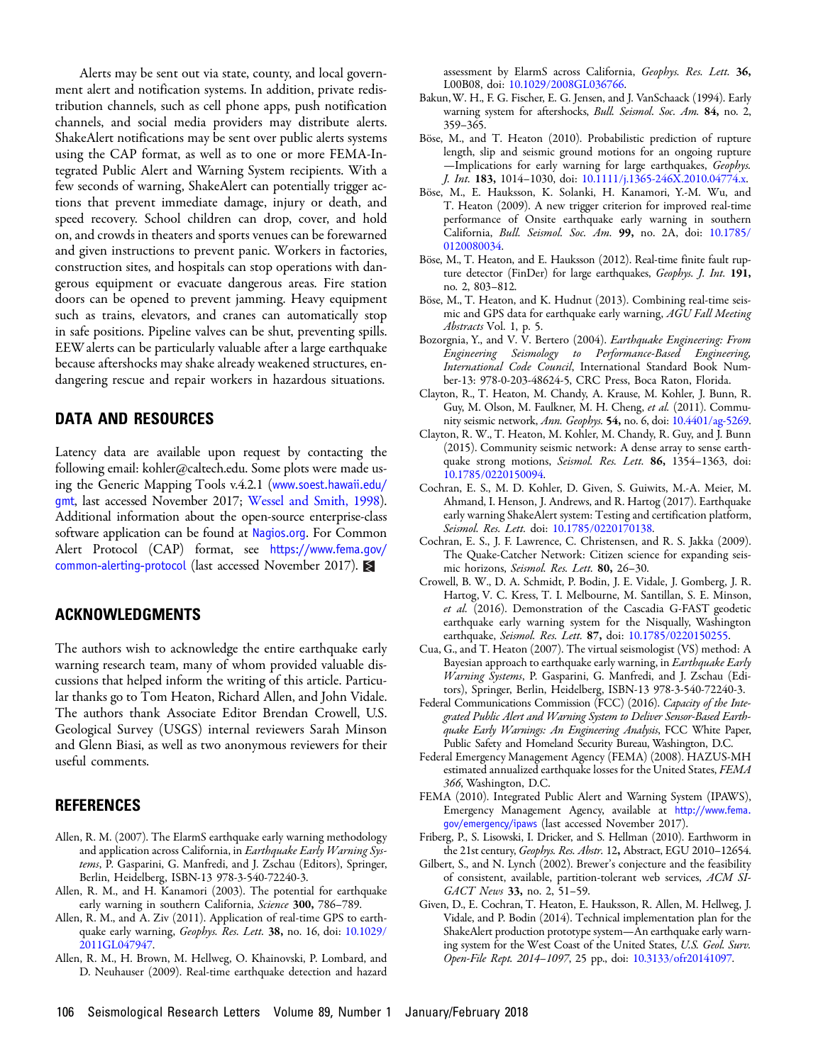Alerts may be sent out via state, county, and local government alert and notification systems. In addition, private redistribution channels, such as cell phone apps, push notification channels, and social media providers may distribute alerts. ShakeAlert notifications may be sent over public alerts systems using the CAP format, as well as to one or more FEMA-Integrated Public Alert and Warning System recipients. With a few seconds of warning, ShakeAlert can potentially trigger actions that prevent immediate damage, injury or death, and speed recovery. School children can drop, cover, and hold on, and crowds in theaters and sports venues can be forewarned and given instructions to prevent panic. Workers in factories, construction sites, and hospitals can stop operations with dangerous equipment or evacuate dangerous areas. Fire station doors can be opened to prevent jamming. Heavy equipment such as trains, elevators, and cranes can automatically stop in safe positions. Pipeline valves can be shut, preventing spills. EEW alerts can be particularly valuable after a large earthquake because aftershocks may shake already weakened structures, endangering rescue and repair workers in hazardous situations.

## DATA AND RESOURCES

Latency data are available upon request by contacting the following email: kohler@caltech.edu. Some plots were made using the Generic Mapping Tools v.4.2.1 (www.soest.hawaii.edu/gmt, last accessed November 2017; Wessel and Smith, 1998). Additional information about the open-source enterprise-class software application can be found at Nagios.org. For Common Alert Protocol (CAP) format, see https://www.fema.gov/common-alerting-protocol (last accessed November 2017).

## ACKNOWLEDGMENTS

The authors wish to acknowledge the entire earthquake early warning research team, many of whom provided valuable discussions that helped inform the writing of this article. Particular thanks go to Tom Heaton, Richard Allen, and John Vidale. The authors thank Associate Editor Brendan Crowell, U.S. Geological Survey (USGS) internal reviewers Sarah Minson and Glenn Biasi, as well as two anonymous reviewers for their useful comments.

## REFERENCES

Allen, R. M. (2007). The ElarmS earthquake early warning methodology and application across California, in *Earthquake Early Warning Systems*, P. Gasparini, G. Manfredi, and J. Zschau (Editors), Springer, Berlin, Heidelberg, ISBN-13 978-3-540-72240-3.

Allen, R. M., and H. Kanamori (2003). The potential for earthquake early warning in southern California, *Science* **300,** 786–789.

Allen, R. M., and A. Ziv (2011). Application of real-time GPS to earthquake early warning, *Geophys. Res. Lett.* **38,** no. 16, doi: 10.1029/2011GL047947.

Allen, R. M., H. Brown, M. Hellweg, O. Khainovski, P. Lombard, and D. Neuhauser (2009). Real-time earthquake detection and hazard assessment by ElarmS across California, *Geophys. Res. Lett.* **36,** L00B08, doi: 10.1029/2008GL036766.

Bakun, W. H., F. G. Fischer, E. G. Jensen, and J. VanSchaack (1994). Early warning system for aftershocks, *Bull. Seismol. Soc. Am.* **84,** no. 2, 359–365.

Böse, M., and T. Heaton (2010). Probabilistic prediction of rupture length, slip and seismic ground motions for an ongoing rupture —Implications for early warning for large earthquakes, *Geophys. J. Int.* **183,** 1014–1030, doi: 10.1111/j.1365-246X.2010.04774.x.

Böse, M., E. Hauksson, K. Solanki, H. Kanamori, Y.-M. Wu, and T. Heaton (2009). A new trigger criterion for improved real-time performance of Onsite earthquake early warning in southern California, *Bull. Seismol. Soc. Am.* **99,** no. 2A, doi: 10.1785/0120080034.

Böse, M., T. Heaton, and E. Hauksson (2012). Real-time finite fault rupture detector (FinDer) for large earthquakes, *Geophys. J. Int.* **191,** no. 2, 803–812.

Böse, M., T. Heaton, and K. Hudnut (2013). Combining real-time seismic and GPS data for earthquake early warning, *AGU Fall Meeting Abstracts* Vol. 1, p. 5.

Bozorgnia, Y., and V. V. Bertero (2004). *Earthquake Engineering: From Engineering Seismology to Performance-Based Engineering, International Code Council*, International Standard Book Number-13: 978-0-203-48624-5, CRC Press, Boca Raton, Florida.

Clayton, R., T. Heaton, M. Chandy, A. Krause, M. Kohler, J. Bunn, R. Guy, M. Olson, M. Faulkner, M. H. Cheng, *et al.* (2011). Community seismic network, *Ann. Geophys.* **54,** no. 6, doi: 10.4401/ag-5269.

Clayton, R. W., T. Heaton, M. Kohler, M. Chandy, R. Guy, and J. Bunn (2015). Community seismic network: A dense array to sense earthquake strong motions, *Seismol. Res. Lett.* **86,** 1354–1363, doi: 10.1785/0220150094.

Cochran, E. S., M. D. Kohler, D. Given, S. Guiwits, M.-A. Meier, M. Ahmand, I. Henson, J. Andrews, and R. Hartog (2017). Earthquake early warning ShakeAlert system: Testing and certification platform, *Seismol. Res. Lett.* doi: 10.1785/0220170138.

Cochran, E. S., J. F. Lawrence, C. Christensen, and R. S. Jakka (2009). The Quake-Catcher Network: Citizen science for expanding seismic horizons, *Seismol. Res. Lett.* **80,** 26–30.

Crowell, B. W., D. A. Schmidt, P. Bodin, J. E. Vidale, J. Gomberg, J. R. Hartog, V. C. Kress, T. I. Melbourne, M. Santillan, S. E. Minson, *et al.* (2016). Demonstration of the Cascadia G-FAST geodetic earthquake early warning system for the Nisqually, Washington earthquake, *Seismol. Res. Lett.* **87,** doi: 10.1785/0220150255.

Cua, G., and T. Heaton (2007). The virtual seismologist (VS) method: A Bayesian approach to earthquake early warning, in *Earthquake Early Warning Systems*, P. Gasparini, G. Manfredi, and J. Zschau (Editors), Springer, Berlin, Heidelberg, ISBN-13 978-3-540-72240-3.

Federal Communications Commission (FCC) (2016). *Capacity of the Integrated Public Alert and Warning System to Deliver Sensor-Based Earthquake Early Warnings: An Engineering Analysis*, FCC White Paper, Public Safety and Homeland Security Bureau, Washington, D.C.

Federal Emergency Management Agency (FEMA) (2008). HAZUS-MH estimated annualized earthquake losses for the United States, *FEMA 366*, Washington, D.C.

FEMA (2010). Integrated Public Alert and Warning System (IPAWS), Emergency Management Agency, available at http://www.fema.gov/emergency/ipaws (last accessed November 2017).

Friberg, P., S. Lisowski, I. Dricker, and S. Hellman (2010). Earthworm in the 21st century, *Geophys. Res. Abstr.* 12, Abstract, EGU 2010–12654.

Gilbert, S., and N. Lynch (2002). Brewer's conjecture and the feasibility of consistent, available, partition-tolerant web services, *ACM SIGACT News* **33,** no. 2, 51–59.

Given, D., E. Cochran, T. Heaton, E. Hauksson, R. Allen, M. Hellweg, J. Vidale, and P. Bodin (2014). Technical implementation plan for the ShakeAlert production prototype system—An earthquake early warning system for the West Coast of the United States, *U.S. Geol. Surv. Open-File Rept. 2014–1097*, 25 pp., doi: 10.3133/ofr20141097.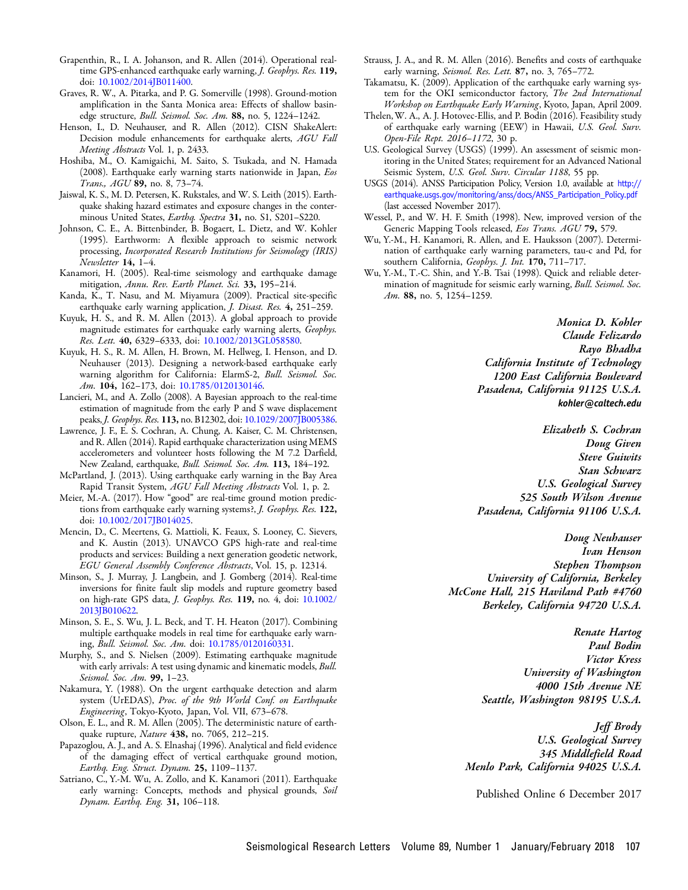Grapenthin, R., I. A. Johanson, and R. Allen (2014). Operational real-time GPS-enhanced earthquake early warning, *J. Geophys. Res.* **119,** doi: 10.1002/2014JB011400.

Graves, R. W., A. Pitarka, and P. G. Somerville (1998). Ground-motion amplification in the Santa Monica area: Effects of shallow basin-edge structure, *Bull. Seismol. Soc. Am.* **88,** no. 5, 1224–1242.

Henson, I., D. Neuhauser, and R. Allen (2012). CISN ShakeAlert: Decision module enhancements for earthquake alerts, *AGU Fall Meeting Abstracts* Vol. 1, p. 2433.

Hoshiba, M., O. Kamigaichi, M. Saito, S. Tsukada, and N. Hamada (2008). Earthquake early warning starts nationwide in Japan, *Eos Trans., AGU* **89,** no. 8, 73–74.

Jaiswal, K. S., M. D. Petersen, K. Rukstales, and W. S. Leith (2015). Earthquake shaking hazard estimates and exposure changes in the conterminous United States, *Earthq. Spectra* **31,** no. S1, S201–S220.

Johnson, C. E., A. Bittenbinder, B. Bogaert, L. Dietz, and W. Kohler (1995). Earthworm: A flexible approach to seismic network processing, *Incorporated Research Institutions for Seismology (IRIS) Newsletter* **14,** 1–4.

Kanamori, H. (2005). Real-time seismology and earthquake damage mitigation, *Annu. Rev. Earth Planet. Sci.* **33,** 195–214.

Kanda, K., T. Nasu, and M. Miyamura (2009). Practical site-specific earthquake early warning application, *J. Disast. Res.* **4,** 251–259.

Kuyuk, H. S., and R. M. Allen (2013). A global approach to provide magnitude estimates for earthquake early warning alerts, *Geophys. Res. Lett.* **40,** 6329–6333, doi: 10.1002/2013GL058580.

Kuyuk, H. S., R. M. Allen, H. Brown, M. Hellweg, I. Henson, and D. Neuhauser (2013). Designing a network-based earthquake early warning algorithm for California: ElarmS-2, *Bull. Seismol. Soc. Am.* **104,** 162–173, doi: 10.1785/0120130146.

Lancieri, M., and A. Zollo (2008). A Bayesian approach to the real-time estimation of magnitude from the early P and S wave displacement peaks, *J. Geophys. Res.* **113,** no. B12302, doi: 10.1029/2007JB005386.

Lawrence, J. F., E. S. Cochran, A. Chung, A. Kaiser, C. M. Christensen, and R. Allen (2014). Rapid earthquake characterization using MEMS accelerometers and volunteer hosts following the M 7.2 Darfield, New Zealand, earthquake, *Bull. Seismol. Soc. Am.* **113,** 184–192.

McPartland, J. (2013). Using earthquake early warning in the Bay Area Rapid Transit System, *AGU Fall Meeting Abstracts* Vol. 1, p. 2.

Meier, M.-A. (2017). How "good" are real-time ground motion predictions from earthquake early warning systems?, *J. Geophys. Res.* **122,** doi: 10.1002/2017JB014025.

Mencin, D., C. Meertens, G. Mattioli, K. Feaux, S. Looney, C. Sievers, and K. Austin (2013). UNAVCO GPS high-rate and real-time products and services: Building a next generation geodetic network, *EGU General Assembly Conference Abstracts*, Vol. 15, p. 12314.

Minson, S., J. Murray, J. Langbein, and J. Gomberg (2014). Real-time inversions for finite fault slip models and rupture geometry based on high-rate GPS data, *J. Geophys. Res.* **119,** no. 4, doi: 10.1002/2013JB010622.

Minson, S. E., S. Wu, J. L. Beck, and T. H. Heaton (2017). Combining multiple earthquake models in real time for earthquake early warning, *Bull. Seismol. Soc. Am.* doi: 10.1785/0120160331.

Murphy, S., and S. Nielsen (2009). Estimating earthquake magnitude with early arrivals: A test using dynamic and kinematic models, *Bull. Seismol. Soc. Am.* **99,** 1–23.

Nakamura, Y. (1988). On the urgent earthquake detection and alarm system (UrEDAS), *Proc. of the 9th World Conf. on Earthquake Engineering*, Tokyo-Kyoto, Japan, Vol. VII, 673–678.

Olson, E. L., and R. M. Allen (2005). The deterministic nature of earthquake rupture, *Nature* **438,** no. 7065, 212–215.

Papazoglou, A. J., and A. S. Elnashaj (1996). Analytical and field evidence of the damaging effect of vertical earthquake ground motion, *Earthq. Eng. Struct. Dynam.* **25,** 1109–1137.

Satriano, C., Y.-M. Wu, A. Zollo, and K. Kanamori (2011). Earthquake early warning: Concepts, methods and physical grounds, *Soil Dynam. Earthq. Eng.* **31,** 106–118.

Strauss, J. A., and R. M. Allen (2016). Benefits and costs of earthquake early warning, *Seismol. Res. Lett.* **87,** no. 3, 765–772.

Takamatsu, K. (2009). Application of the earthquake early warning system for the OKI semiconductor factory, *The 2nd International Workshop on Earthquake Early Warning*, Kyoto, Japan, April 2009.

Thelen, W. A., A. J. Hotovec-Ellis, and P. Bodin (2016). Feasibility study of earthquake early warning (EEW) in Hawaii, *U.S. Geol. Surv. Open-File Rept. 2016–1172*, 30 p.

U.S. Geological Survey (USGS) (1999). An assessment of seismic monitoring in the United States; requirement for an Advanced National Seismic System, *U.S. Geol. Surv. Circular 1188*, 55 pp.

USGS (2014). ANSS Participation Policy, Version 1.0, available at http://earthquake.usgs.gov/monitoring/anss/docs/ANSS_Participation_Policy.pdf (last accessed November 2017).

Wessel, P., and W. H. F. Smith (1998). New, improved version of the Generic Mapping Tools released, *Eos Trans. AGU* **79,** 579.

Wu, Y.-M., H. Kanamori, R. Allen, and E. Hauksson (2007). Determination of earthquake early warning parameters, tau-c and Pd, for southern California, *Geophys. J. Int.* **170,** 711–717.

Wu, Y.-M., T.-C. Shin, and Y.-B. Tsai (1998). Quick and reliable determination of magnitude for seismic early warning, *Bull. Seismol. Soc. Am.* **88,** no. 5, 1254–1259.

*Monica D. Kohler*
*Claude Felizardo*
*Rayo Bhadha*
*California Institute of Technology*
*1200 East California Boulevard*
*Pasadena, California 91125 U.S.A.*
*kohler@caltech.edu*

*Elizabeth S. Cochran*
*Doug Given*
*Steve Guiwits*
*Stan Schwarz*
*U.S. Geological Survey*
*525 South Wilson Avenue*
*Pasadena, California 91106 U.S.A.*

*Doug Neuhauser*
*Ivan Henson*
*Stephen Thompson*
*University of California, Berkeley*
*McCone Hall, 215 Haviland Path #4760*
*Berkeley, California 94720 U.S.A.*

*Renate Hartog*
*Paul Bodin*
*Victor Kress*
*University of Washington*
*4000 15th Avenue NE*
*Seattle, Washington 98195 U.S.A.*

*Jeff Brody*
*U.S. Geological Survey*
*345 Middlefield Road*
*Menlo Park, California 94025 U.S.A.*

Published Online 6 December 2017